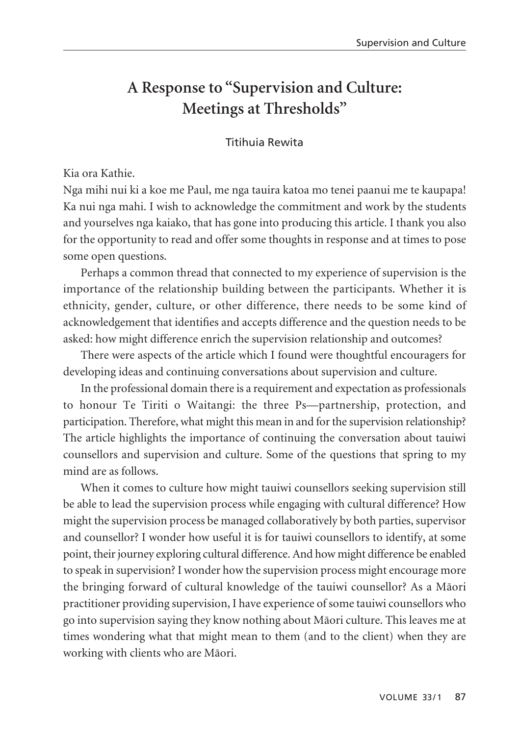# A Response to "Supervision and Culture: Meetings at Thresholds"

Titihuia Rewita

Kia ora Kathie.

Nga mihi nui ki a koe me Paul, me nga tauira katoa mo tenei paanui me te kaupapa! Ka nui nga mahi. I wish to acknowledge the commitment and work by the students and yourselves nga kaiako, that has gone into producing this article. I thank you also for the opportunity to read and offer some thoughts in response and at times to pose some open questions.

Perhaps a common thread that connected to my experience of supervision is the importance of the relationship building between the participants. Whether it is ethnicity, gender, culture, or other difference, there needs to be some kind of acknowledgement that identifies and accepts difference and the question needs to be asked: how might difference enrich the supervision relationship and outcomes?

There were aspects of the article which I found were thoughtful encouragers for developing ideas and continuing conversations about supervision and culture.

In the professional domain there is a requirement and expectation as professionals to honour Te Tiriti o Waitangi: the three Ps—partnership, protection, and participation. Therefore, what might this mean in and for the supervision relationship? The article highlights the importance of continuing the conversation about tauiwi counsellors and supervision and culture. Some of the questions that spring to my mind are as follows.

When it comes to culture how might tauiwi counsellors seeking supervision still be able to lead the supervision process while engaging with cultural difference? How might the supervision process be managed collaboratively by both parties, supervisor and counsellor? I wonder how useful it is for tauiwi counsellors to identify, at some point, their journey exploring cultural difference. And how might difference be enabled to speak in supervision? I wonder how the supervision process might encourage more the bringing forward of cultural knowledge of the tauiwi counsellor? As a Māori practitioner providing supervision, I have experience of some tauiwi counsellors who go into supervision saying they know nothing about Māori culture. This leaves me at times wondering what that might mean to them (and to the client) when they are working with clients who are Māori.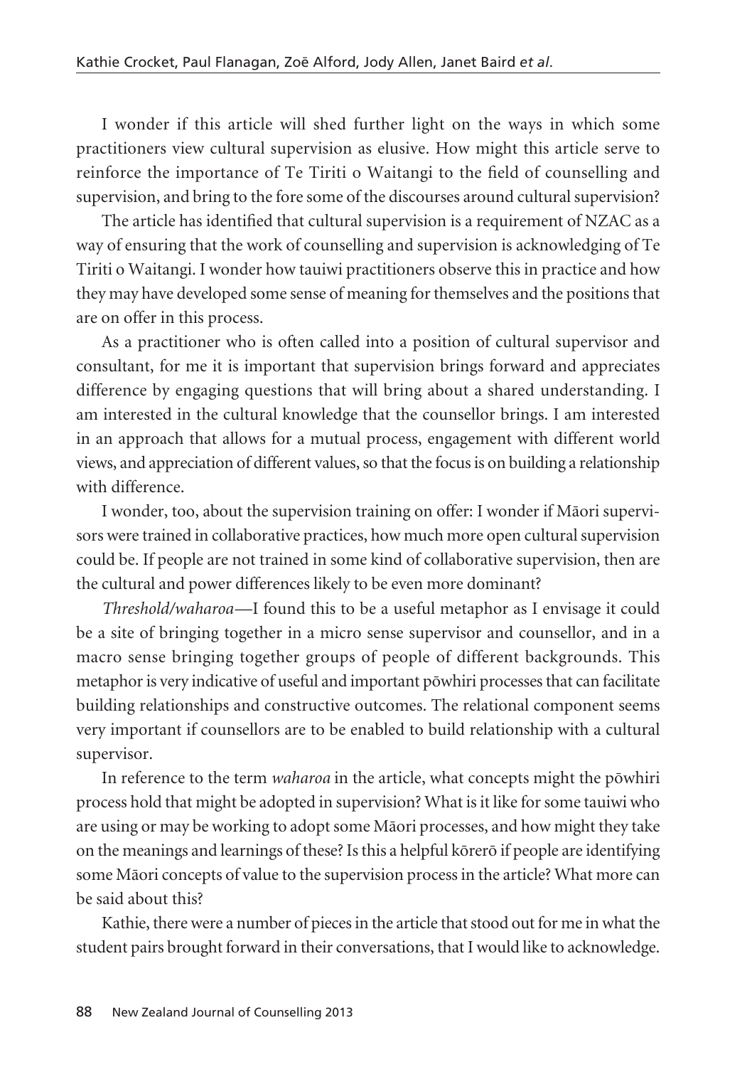I wonder if this article will shed further light on the ways in which some practitioners view cultural supervision as elusive. How might this article serve to reinforce the importance of Te Tiriti o Waitangi to the field of counselling and supervision, and bring to the fore some of the discourses around cultural supervision?

The article has identified that cultural supervision is a requirement of NZAC as a way of ensuring that the work of counselling and supervision is acknowledging of Te Tiriti o Waitangi. I wonder how tauiwi practitioners observe this in practice and how they may have developed some sense of meaning for themselves and the positions that are on offer in this process.

As a practitioner who is often called into a position of cultural supervisor and consultant, for me it is important that supervision brings forward and appreciates difference by engaging questions that will bring about a shared understanding. I am interested in the cultural knowledge that the counsellor brings. I am interested in an approach that allows for a mutual process, engagement with different world views, and appreciation of different values, so that the focus is on building a relationship with difference.

I wonder, too, about the supervision training on offer: I wonder if Māori supervisors were trained in collaborative practices, how much more open cultural supervision could be. If people are not trained in some kind of collaborative supervision, then are the cultural and power differences likely to be even more dominant?

*Threshold/waharoa*—I found this to be a useful metaphor as I envisage it could be a site of bringing together in a micro sense supervisor and counsellor, and in a macro sense bringing together groups of people of different backgrounds. This metaphor is very indicative of useful and important pōwhiri processes that can facilitate building relationships and constructive outcomes. The relational component seems very important if counsellors are to be enabled to build relationship with a cultural supervisor.

In reference to the term *waharoa* in the article, what concepts might the pōwhiri process hold that might be adopted in supervision? What is it like for some tauiwi who are using or may be working to adopt some Māori processes, and how might they take on the meanings and learnings of these? Is this a helpful kōrerō if people are identifying some Māori concepts of value to the supervision process in the article? What more can be said about this?

Kathie, there were a number of pieces in the article that stood out for me in what the student pairs brought forward in their conversations, that I would like to acknowledge.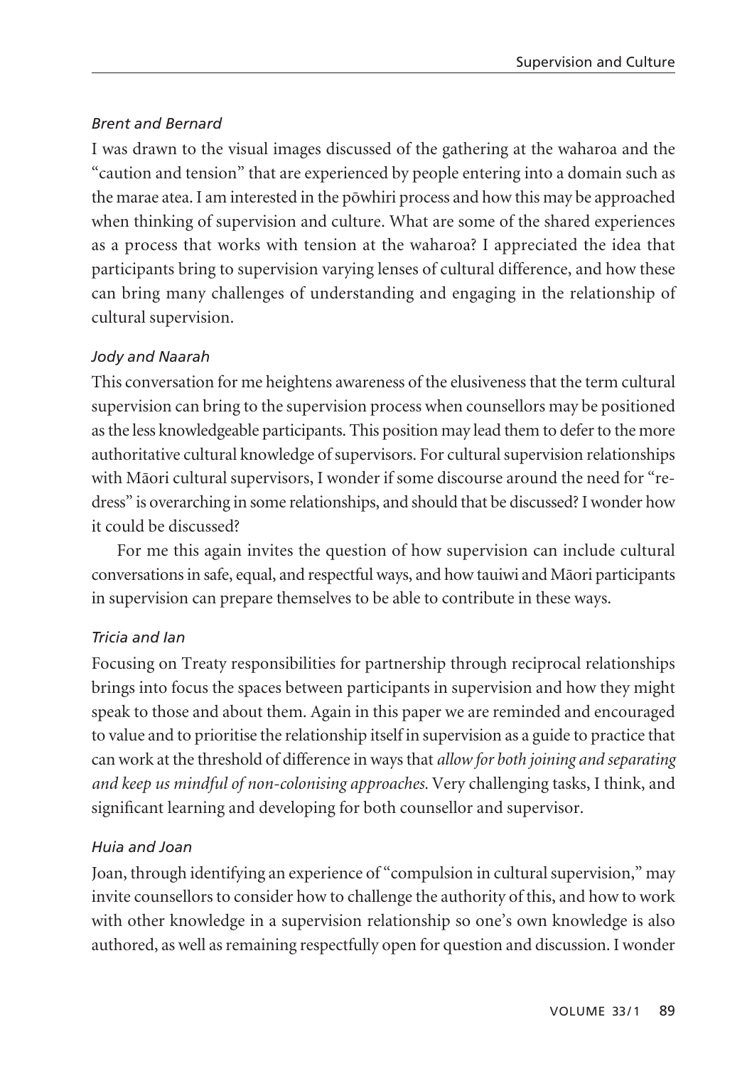*Brent and Bernard*

I was drawn to the visual images discussed of the gathering at the waharoa and the "caution and tension" that are experienced by people entering into a domain such as the marae atea. I am interested in the pōwhiri process and how this may be approached when thinking of supervision and culture. What are some of the shared experiences as a process that works with tension at the waharoa? I appreciated the idea that participants bring to supervision varying lenses of cultural difference, and how these can bring many challenges of understanding and engaging in the relationship of cultural supervision.

*Jody and Naarah*

This conversation for me heightens awareness of the elusiveness that the term cultural supervision can bring to the supervision process when counsellors may be positioned as the less knowledgeable participants. This position may lead them to defer to the more authoritative cultural knowledge of supervisors. For cultural supervision relationships with Māori cultural supervisors, I wonder if some discourse around the need for "redress" is overarching in some relationships, and should that be discussed? I wonder how it could be discussed?

For me this again invites the question of how supervision can include cultural conversations in safe, equal, and respectful ways, and how tauiwi and Māori participants in supervision can prepare themselves to be able to contribute in these ways.

*Tricia and Ian*

Focusing on Treaty responsibilities for partnership through reciprocal relationships brings into focus the spaces between participants in supervision and how they might speak to those and about them. Again in this paper we are reminded and encouraged to value and to prioritise the relationship itself in supervision as a guide to practice that can work at the threshold of difference in ways that *allow for both joining and separating and keep us mindful of non-colonising approaches.* Very challenging tasks, I think, and significant learning and developing for both counsellor and supervisor.

*Huia and Joan*

Joan, through identifying an experience of "compulsion in cultural supervision," may invite counsellors to consider how to challenge the authority of this, and how to work with other knowledge in a supervision relationship so one's own knowledge is also authored, as well as remaining respectfully open for question and discussion. I wonder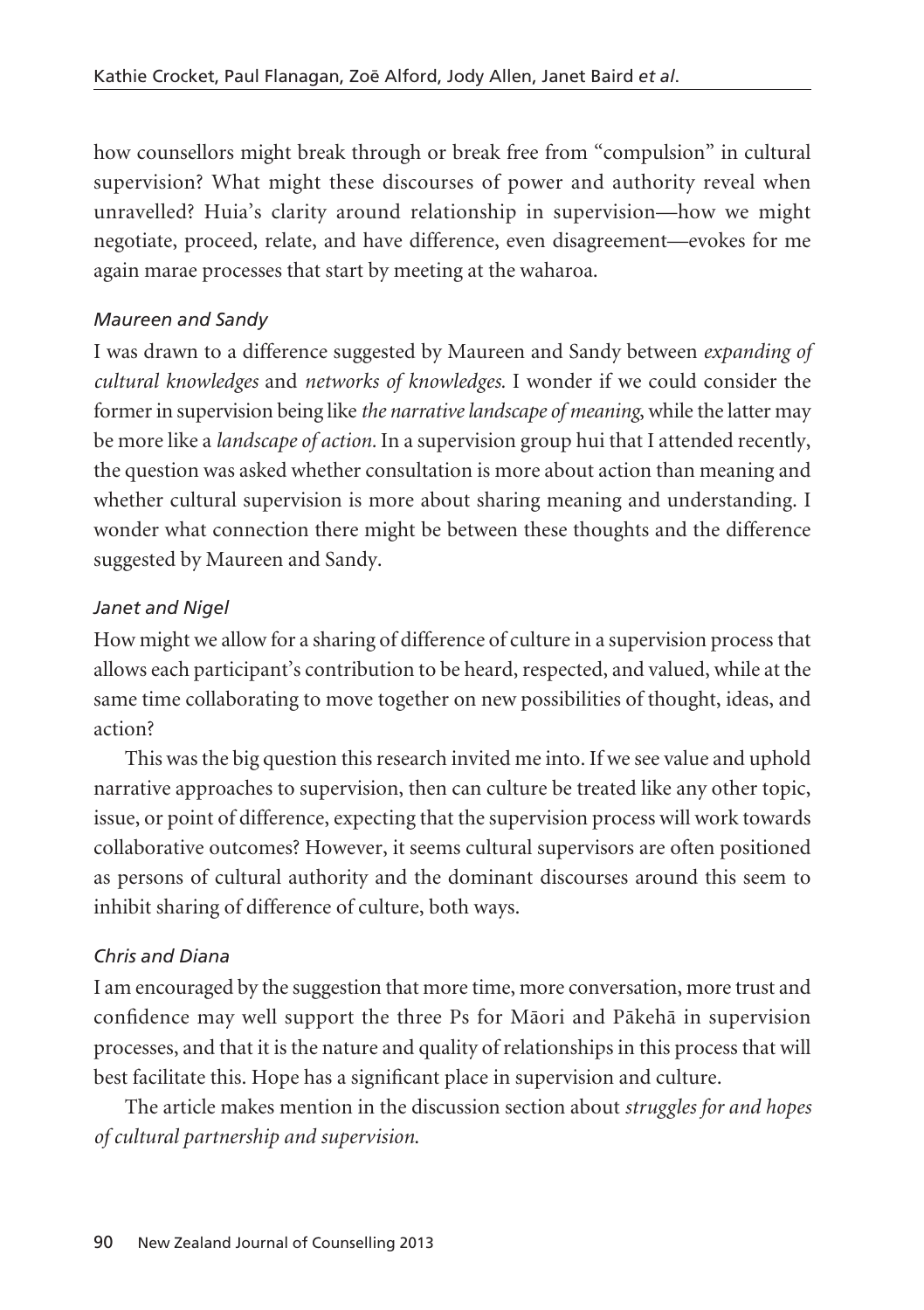how counsellors might break through or break free from "compulsion" in cultural supervision? What might these discourses of power and authority reveal when unravelled? Huia's clarity around relationship in supervision—how we might negotiate, proceed, relate, and have difference, even disagreement—evokes for me again marae processes that start by meeting at the waharoa.

*Maureen and Sandy*

I was drawn to a difference suggested by Maureen and Sandy between *expanding of cultural knowledges* and *networks of knowledges.* I wonder if we could consider the former in supervision being like *the narrative landscape of meaning*, while the latter may be more like a *landscape of action.* In a supervision group hui that I attended recently, the question was asked whether consultation is more about action than meaning and whether cultural supervision is more about sharing meaning and understanding. I wonder what connection there might be between these thoughts and the difference suggested by Maureen and Sandy.

*Janet and Nigel*

How might we allow for a sharing of difference of culture in a supervision process that allows each participant's contribution to be heard, respected, and valued, while at the same time collaborating to move together on new possibilities of thought, ideas, and action?

This was the big question this research invited me into. If we see value and uphold narrative approaches to supervision, then can culture be treated like any other topic, issue, or point of difference, expecting that the supervision process will work towards collaborative outcomes? However, it seems cultural supervisors are often positioned as persons of cultural authority and the dominant discourses around this seem to inhibit sharing of difference of culture, both ways.

*Chris and Diana*

I am encouraged by the suggestion that more time, more conversation, more trust and confidence may well support the three Ps for Māori and Pākehā in supervision processes, and that it is the nature and quality of relationships in this process that will best facilitate this. Hope has a significant place in supervision and culture.

The article makes mention in the discussion section about *struggles for and hopes of cultural partnership and supervision.*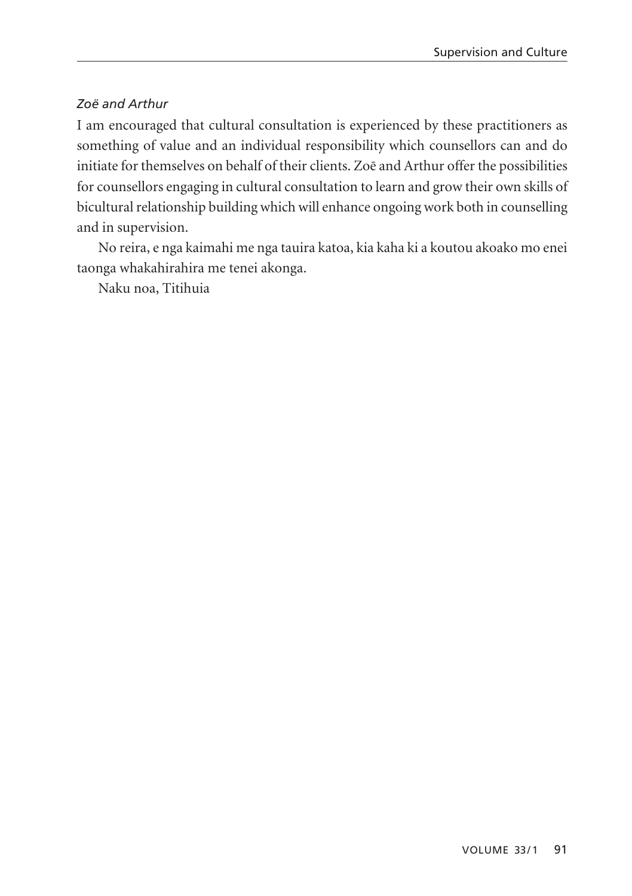*Zoë and Arthur*

I am encouraged that cultural consultation is experienced by these practitioners as something of value and an individual responsibility which counsellors can and do initiate for themselves on behalf of their clients. Zoē and Arthur offer the possibilities for counsellors engaging in cultural consultation to learn and grow their own skills of bicultural relationship building which will enhance ongoing work both in counselling and in supervision.

No reira, e nga kaimahi me nga tauira katoa, kia kaha ki a koutou akoako mo enei taonga whakahirahira me tenei akonga.

Naku noa, Titihuia